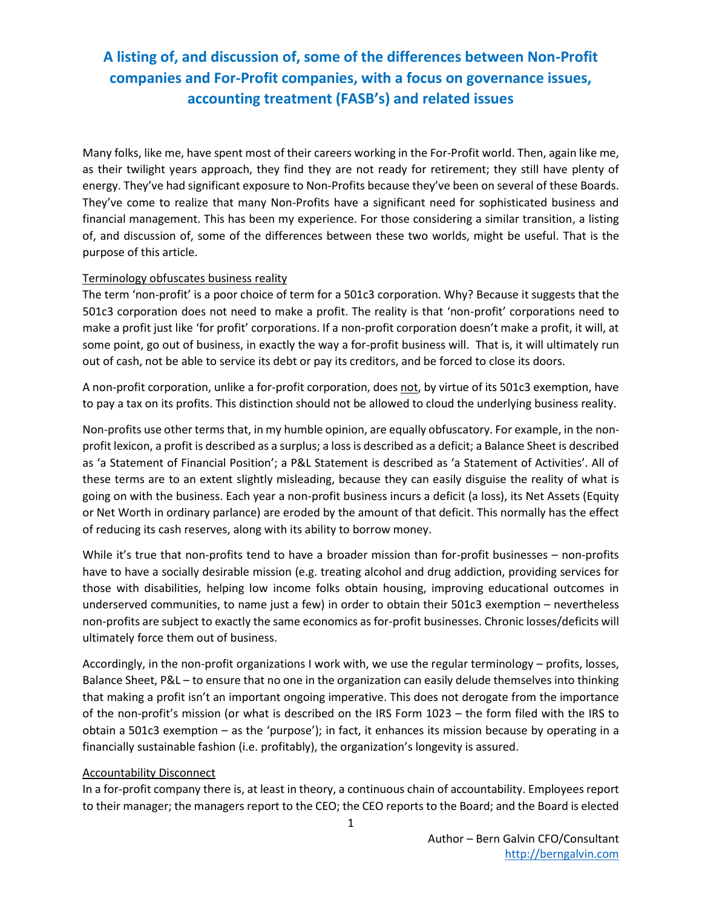# A listing of, and discussion of, some of the differences between Non-Profit companies and For-Profit companies, with a focus on governance issues, accounting treatment (FASB's) and related issues

Many folks, like me, have spent most of their careers working in the For-Profit world. Then, again like me, as their twilight years approach, they find they are not ready for retirement; they still have plenty of energy. They've had significant exposure to Non-Profits because they've been on several of these Boards. They've come to realize that many Non-Profits have a significant need for sophisticated business and financial management. This has been my experience. For those considering a similar transition, a listing of, and discussion of, some of the differences between these two worlds, might be useful. That is the purpose of this article.

## Terminology obfuscates business reality

The term 'non-profit' is a poor choice of term for a 501c3 corporation. Why? Because it suggests that the 501c3 corporation does not need to make a profit. The reality is that 'non-profit' corporations need to make a profit just like 'for profit' corporations. If a non-profit corporation doesn't make a profit, it will, at some point, go out of business, in exactly the way a for-profit business will. That is, it will ultimately run out of cash, not be able to service its debt or pay its creditors, and be forced to close its doors.

A non-profit corporation, unlike a for-profit corporation, does not, by virtue of its 501c3 exemption, have to pay a tax on its profits. This distinction should not be allowed to cloud the underlying business reality.

Non-profits use other terms that, in my humble opinion, are equally obfuscatory. For example, in the non-profit lexicon, a profit is described as a surplus; a loss is described as a deficit; a Balance Sheet is described as 'a Statement of Financial Position'; a P&L Statement is described as 'a Statement of Activities'. All of these terms are to an extent slightly misleading, because they can easily disguise the reality of what is going on with the business. Each year a non-profit business incurs a deficit (a loss), its Net Assets (Equity or Net Worth in ordinary parlance) are eroded by the amount of that deficit. This normally has the effect of reducing its cash reserves, along with its ability to borrow money.

While it's true that non-profits tend to have a broader mission than for-profit businesses – non-profits have to have a socially desirable mission (e.g. treating alcohol and drug addiction, providing services for those with disabilities, helping low income folks obtain housing, improving educational outcomes in underserved communities, to name just a few) in order to obtain their 501c3 exemption – nevertheless non-profits are subject to exactly the same economics as for-profit businesses. Chronic losses/deficits will ultimately force them out of business.

Accordingly, in the non-profit organizations I work with, we use the regular terminology – profits, losses, Balance Sheet, P&L – to ensure that no one in the organization can easily delude themselves into thinking that making a profit isn't an important ongoing imperative. This does not derogate from the importance of the non-profit's mission (or what is described on the IRS Form 1023 – the form filed with the IRS to obtain a 501c3 exemption – as the 'purpose'); in fact, it enhances its mission because by operating in a financially sustainable fashion (i.e. profitably), the organization's longevity is assured.

## Accountability Disconnect

In a for-profit company there is, at least in theory, a continuous chain of accountability. Employees report to their manager; the managers report to the CEO; the CEO reports to the Board; and the Board is elected

Author – Bern Galvin CFO/Consultant
http://berngalvin.com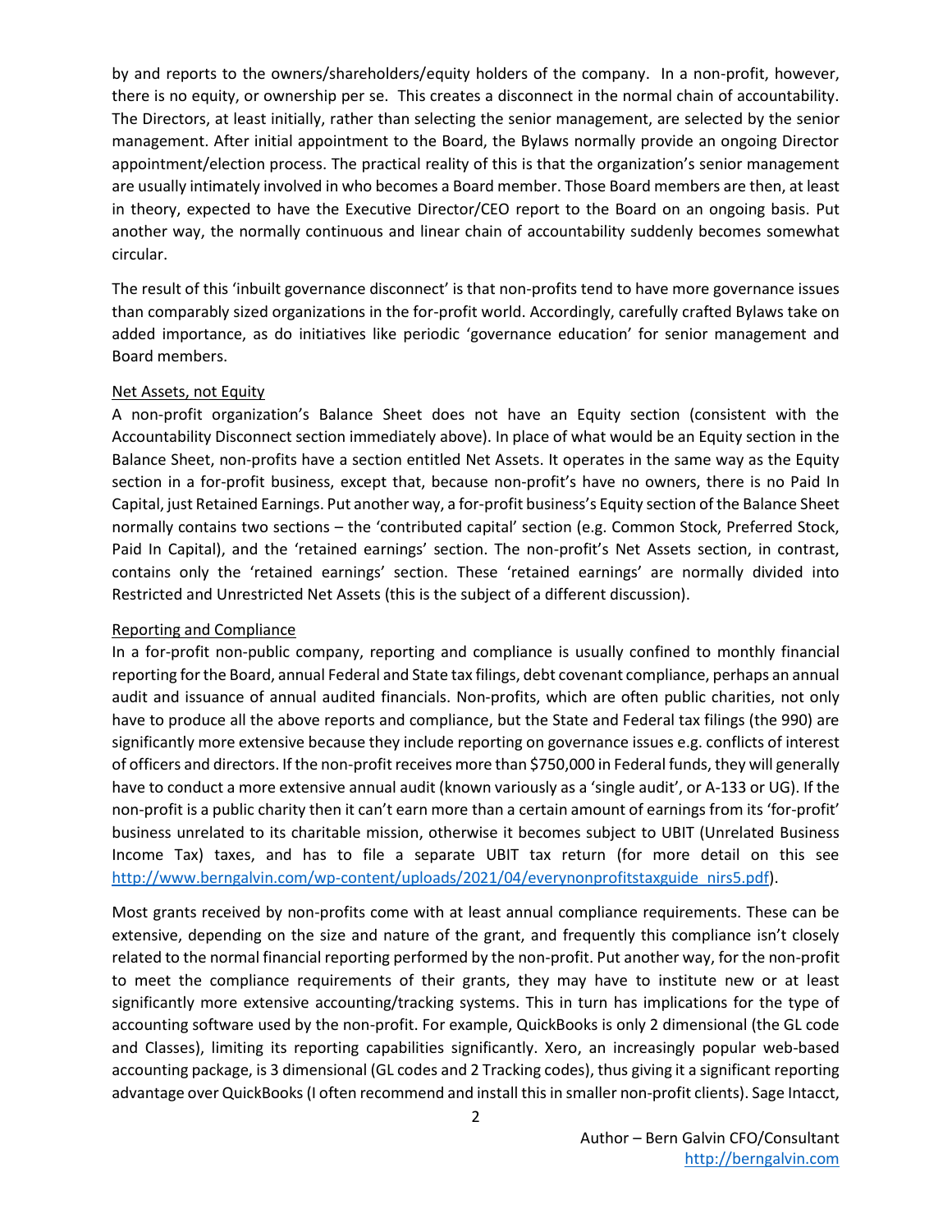by and reports to the owners/shareholders/equity holders of the company. In a non-profit, however, there is no equity, or ownership per se. This creates a disconnect in the normal chain of accountability. The Directors, at least initially, rather than selecting the senior management, are selected by the senior management. After initial appointment to the Board, the Bylaws normally provide an ongoing Director appointment/election process. The practical reality of this is that the organization's senior management are usually intimately involved in who becomes a Board member. Those Board members are then, at least in theory, expected to have the Executive Director/CEO report to the Board on an ongoing basis. Put another way, the normally continuous and linear chain of accountability suddenly becomes somewhat circular.

The result of this 'inbuilt governance disconnect' is that non-profits tend to have more governance issues than comparably sized organizations in the for-profit world. Accordingly, carefully crafted Bylaws take on added importance, as do initiatives like periodic 'governance education' for senior management and Board members.

<u>Net Assets, not Equity</u>

A non-profit organization's Balance Sheet does not have an Equity section (consistent with the Accountability Disconnect section immediately above). In place of what would be an Equity section in the Balance Sheet, non-profits have a section entitled Net Assets. It operates in the same way as the Equity section in a for-profit business, except that, because non-profit's have no owners, there is no Paid In Capital, just Retained Earnings. Put another way, a for-profit business's Equity section of the Balance Sheet normally contains two sections – the 'contributed capital' section (e.g. Common Stock, Preferred Stock, Paid In Capital), and the 'retained earnings' section. The non-profit's Net Assets section, in contrast, contains only the 'retained earnings' section. These 'retained earnings' are normally divided into Restricted and Unrestricted Net Assets (this is the subject of a different discussion).

<u>Reporting and Compliance</u>

In a for-profit non-public company, reporting and compliance is usually confined to monthly financial reporting for the Board, annual Federal and State tax filings, debt covenant compliance, perhaps an annual audit and issuance of annual audited financials. Non-profits, which are often public charities, not only have to produce all the above reports and compliance, but the State and Federal tax filings (the 990) are significantly more extensive because they include reporting on governance issues e.g. conflicts of interest of officers and directors. If the non-profit receives more than $750,000 in Federal funds, they will generally have to conduct a more extensive annual audit (known variously as a 'single audit', or A-133 or UG). If the non-profit is a public charity then it can't earn more than a certain amount of earnings from its 'for-profit' business unrelated to its charitable mission, otherwise it becomes subject to UBIT (Unrelated Business Income Tax) taxes, and has to file a separate UBIT tax return (for more detail on this see [http://www.berngalvin.com/wp-content/uploads/2021/04/everynonprofitstaxguide_nirs5.pdf](http://www.berngalvin.com/wp-content/uploads/2021/04/everynonprofitstaxguide_nirs5.pdf)).

Most grants received by non-profits come with at least annual compliance requirements. These can be extensive, depending on the size and nature of the grant, and frequently this compliance isn't closely related to the normal financial reporting performed by the non-profit. Put another way, for the non-profit to meet the compliance requirements of their grants, they may have to institute new or at least significantly more extensive accounting/tracking systems. This in turn has implications for the type of accounting software used by the non-profit. For example, QuickBooks is only 2 dimensional (the GL code and Classes), limiting its reporting capabilities significantly. Xero, an increasingly popular web-based accounting package, is 3 dimensional (GL codes and 2 Tracking codes), thus giving it a significant reporting advantage over QuickBooks (I often recommend and install this in smaller non-profit clients). Sage Intacct,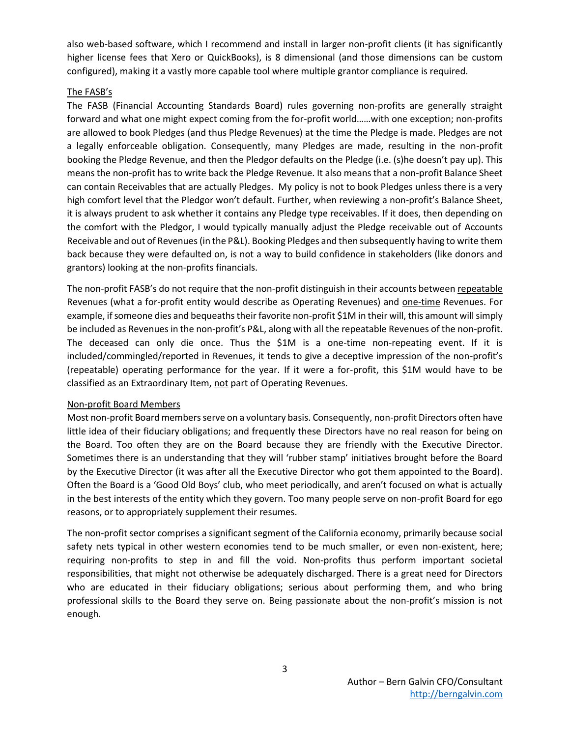also web-based software, which I recommend and install in larger non-profit clients (it has significantly higher license fees that Xero or QuickBooks), is 8 dimensional (and those dimensions can be custom configured), making it a vastly more capable tool where multiple grantor compliance is required.

## The FASB's

The FASB (Financial Accounting Standards Board) rules governing non-profits are generally straight forward and what one might expect coming from the for-profit world……with one exception; non-profits are allowed to book Pledges (and thus Pledge Revenues) at the time the Pledge is made. Pledges are not a legally enforceable obligation. Consequently, many Pledges are made, resulting in the non-profit booking the Pledge Revenue, and then the Pledgor defaults on the Pledge (i.e. (s)he doesn't pay up). This means the non-profit has to write back the Pledge Revenue. It also means that a non-profit Balance Sheet can contain Receivables that are actually Pledges. My policy is not to book Pledges unless there is a very high comfort level that the Pledgor won't default. Further, when reviewing a non-profit's Balance Sheet, it is always prudent to ask whether it contains any Pledge type receivables. If it does, then depending on the comfort with the Pledgor, I would typically manually adjust the Pledge receivable out of Accounts Receivable and out of Revenues (in the P&L). Booking Pledges and then subsequently having to write them back because they were defaulted on, is not a way to build confidence in stakeholders (like donors and grantors) looking at the non-profits financials.

The non-profit FASB's do not require that the non-profit distinguish in their accounts between repeatable Revenues (what a for-profit entity would describe as Operating Revenues) and one-time Revenues. For example, if someone dies and bequeaths their favorite non-profit $1M in their will, this amount will simply be included as Revenues in the non-profit's P&L, along with all the repeatable Revenues of the non-profit. The deceased can only die once. Thus the $1M is a one-time non-repeating event. If it is included/commingled/reported in Revenues, it tends to give a deceptive impression of the non-profit's (repeatable) operating performance for the year. If it were a for-profit, this $1M would have to be classified as an Extraordinary Item, not part of Operating Revenues.

## Non-profit Board Members

Most non-profit Board members serve on a voluntary basis. Consequently, non-profit Directors often have little idea of their fiduciary obligations; and frequently these Directors have no real reason for being on the Board. Too often they are on the Board because they are friendly with the Executive Director. Sometimes there is an understanding that they will 'rubber stamp' initiatives brought before the Board by the Executive Director (it was after all the Executive Director who got them appointed to the Board). Often the Board is a 'Good Old Boys' club, who meet periodically, and aren't focused on what is actually in the best interests of the entity which they govern. Too many people serve on non-profit Board for ego reasons, or to appropriately supplement their resumes.

The non-profit sector comprises a significant segment of the California economy, primarily because social safety nets typical in other western economies tend to be much smaller, or even non-existent, here; requiring non-profits to step in and fill the void. Non-profits thus perform important societal responsibilities, that might not otherwise be adequately discharged. There is a great need for Directors who are educated in their fiduciary obligations; serious about performing them, and who bring professional skills to the Board they serve on. Being passionate about the non-profit's mission is not enough.